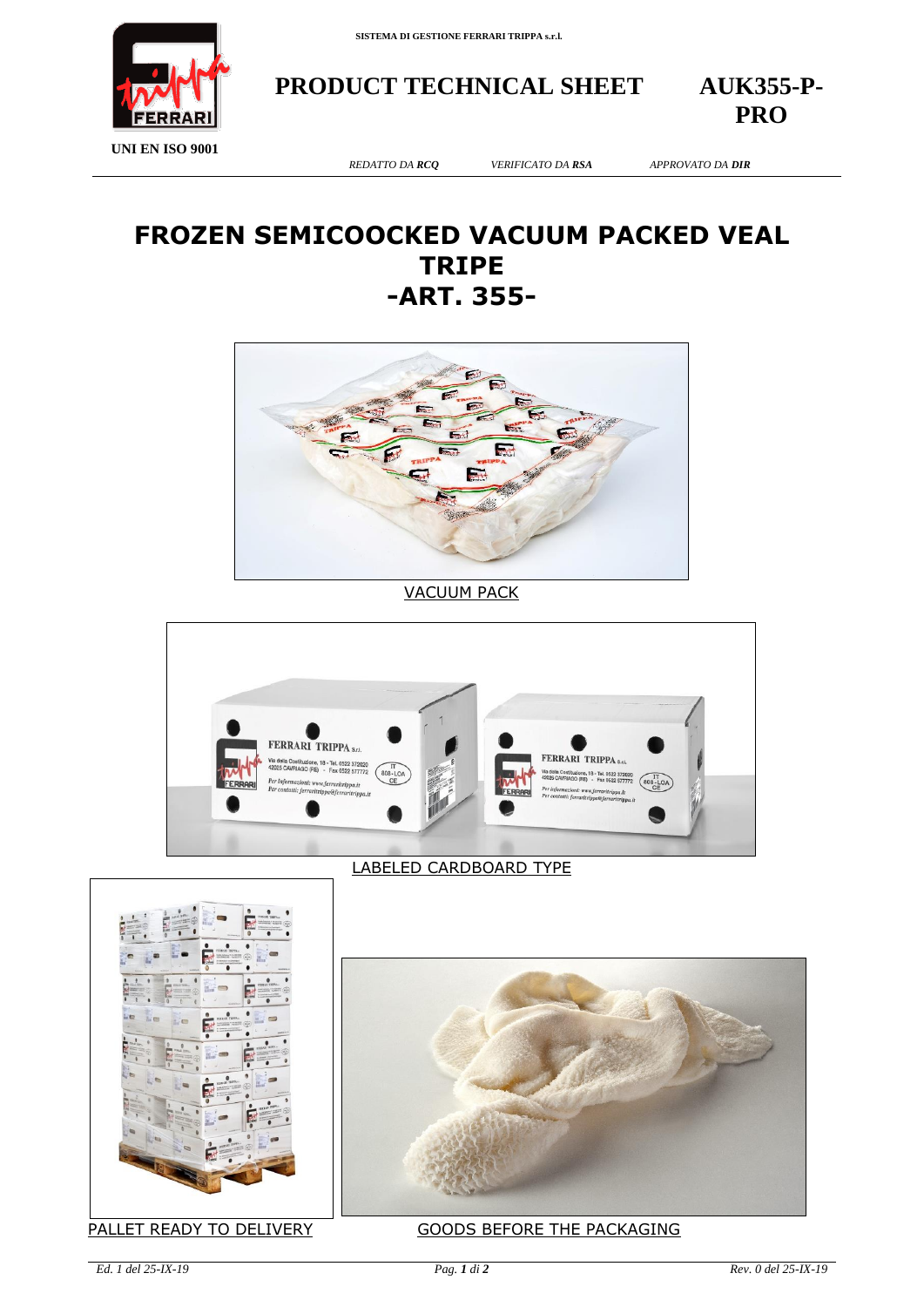SISTEMA DI GESTIONE FERRARI TRIPPA s.r.l.

# PRODUCT TECHNICAL SHEET

**AUK355-P-PRO**

UNI EN ISO 9001

*REDATTO DA **RCQ*** | *VERIFICATO DA **RSA*** | *APPROVATO DA **DIR***

# FROZEN SEMICOOCKED VACUUM PACKED VEAL TRIPE

# -ART. 355-

VACUUM PACK

LABELED CARDBOARD TYPE

PALLET READY TO DELIVERY

GOODS BEFORE THE PACKAGING

*Ed. 1 del 25-IX-19* | *Rev. 0 del 25-IX-19*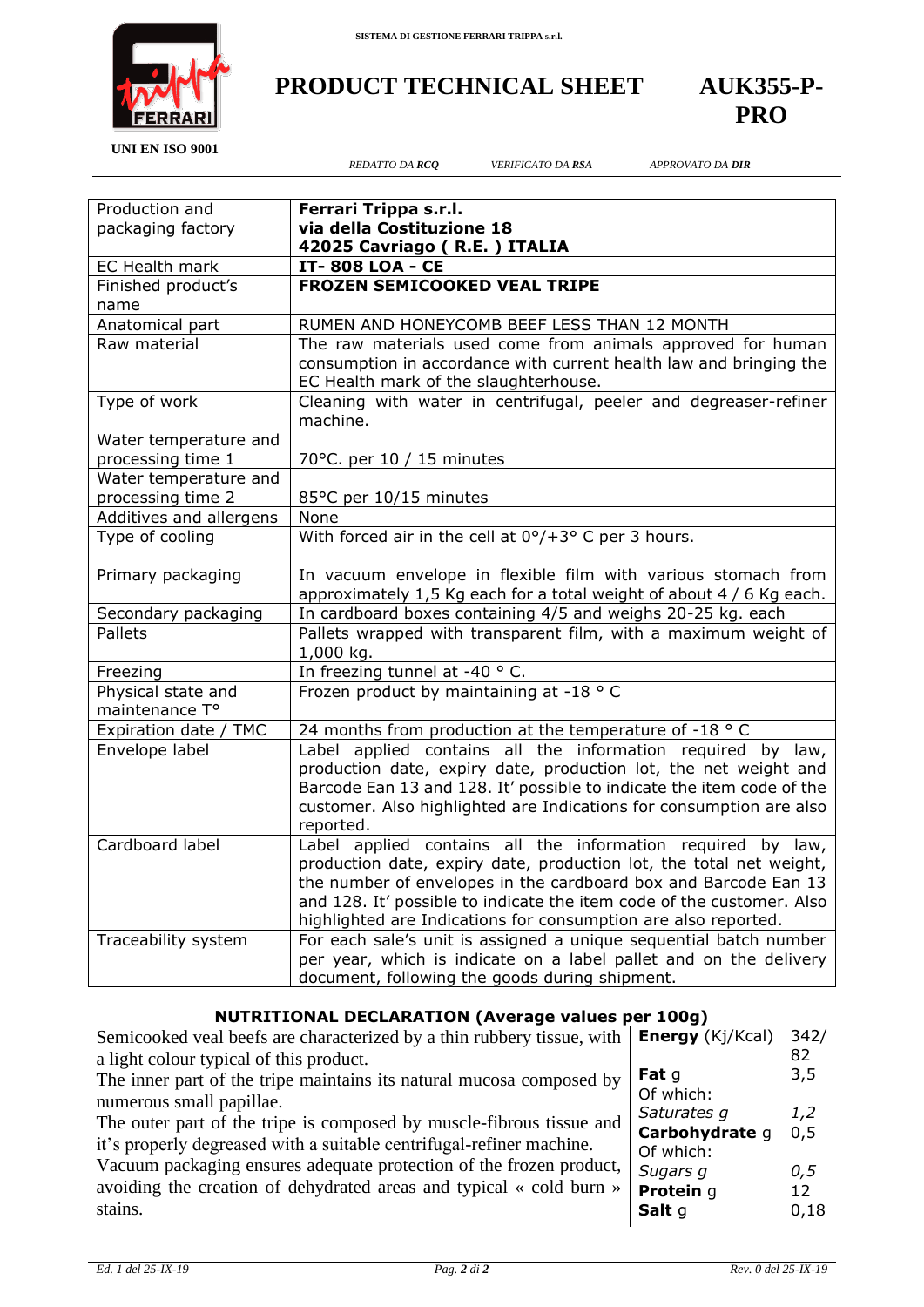SISTEMA DI GESTIONE FERRARI TRIPPA s.r.l.

UNI EN ISO 9001

# PRODUCT TECHNICAL SHEET AUK355-P-PRO

*REDATTO DA* ***RCQ*** *VERIFICATO DA* ***RSA*** *APPROVATO DA* ***DIR***

| | |
|---|---|
| Production and packaging factory | **Ferrari Trippa s.r.l.**<br>**via della Costituzione 18**<br>**42025 Cavriago ( R.E. ) ITALIA** |
| EC Health mark | **IT- 808 LOA - CE** |
| Finished product's name | **FROZEN SEMICOOKED VEAL TRIPE** |
| Anatomical part | RUMEN AND HONEYCOMB BEEF LESS THAN 12 MONTH |
| Raw material | The raw materials used come from animals approved for human consumption in accordance with current health law and bringing the EC Health mark of the slaughterhouse. |
| Type of work | Cleaning with water in centrifugal, peeler and degreaser-refiner machine. |
| Water temperature and processing time 1 | 70°C. per 10 / 15 minutes |
| Water temperature and processing time 2 | 85°C per 10/15 minutes |
| Additives and allergens | None |
| Type of cooling | With forced air in the cell at 0°/+3° C per 3 hours. |
| Primary packaging | In vacuum envelope in flexible film with various stomach from approximately 1,5 Kg each for a total weight of about 4 / 6 Kg each. |
| Secondary packaging | In cardboard boxes containing 4/5 and weighs 20-25 kg. each |
| Pallets | Pallets wrapped with transparent film, with a maximum weight of 1,000 kg. |
| Freezing | In freezing tunnel at -40 ° C. |
| Physical state and maintenance T° | Frozen product by maintaining at -18 ° C |
| Expiration date / TMC | 24 months from production at the temperature of -18 ° C |
| Envelope label | Label applied contains all the information required by law, production date, expiry date, production lot, the net weight and Barcode Ean 13 and 128. It' possible to indicate the item code of the customer. Also highlighted are Indications for consumption are also reported. |
| Cardboard label | Label applied contains all the information required by law, production date, expiry date, production lot, the total net weight, the number of envelopes in the cardboard box and Barcode Ean 13 and 128. It' possible to indicate the item code of the customer. Also highlighted are Indications for consumption are also reported. |
| Traceability system | For each sale's unit is assigned a unique sequential batch number per year, which is indicate on a label pallet and on the delivery document, following the goods during shipment. |

## NUTRITIONAL DECLARATION (Average values per 100g)

Semicooked veal beefs are characterized by a thin rubbery tissue, with a light colour typical of this product.
The inner part of the tripe maintains its natural mucosa composed by numerous small papillae.
The outer part of the tripe is composed by muscle-fibrous tissue and it's properly degreased with a suitable centrifugal-refiner machine.
Vacuum packaging ensures adequate protection of the frozen product, avoiding the creation of dehydrated areas and typical « cold burn » stains.

| | |
|---|---|
| **Energy** (Kj/Kcal) | 342/ 82 |
| **Fat** g | 3,5 |
| Of which: | |
| *Saturates g* | *1,2* |
| **Carbohydrate** g | 0,5 |
| Of which: | |
| *Sugars g* | *0,5* |
| **Protein** g | 12 |
| **Salt** g | 0,18 |

*Ed. 1 del 25-IX-19* *Rev. 0 del 25-IX-19*